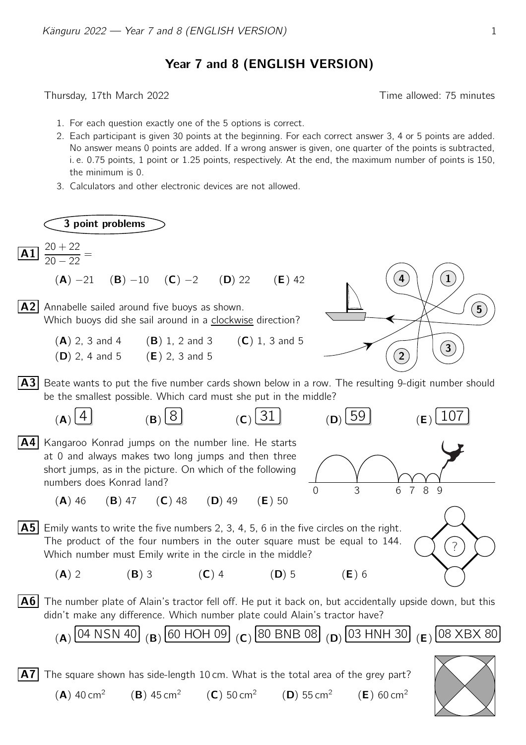# Year 7 and 8 (ENGLISH VERSION)

Thursday, 17th March 2022 Time allowed: 75 minutes

1. For each question exactly one of the 5 options is correct.
2. Each participant is given 30 points at the beginning. For each correct answer 3, 4 or 5 points are added. No answer means 0 points are added. If a wrong answer is given, one quarter of the points is subtracted, i. e. 0.75 points, 1 point or 1.25 points, respectively. At the end, the maximum number of points is 150, the minimum is 0.
3. Calculators and other electronic devices are not allowed.

## 3 point problems

**A1** $\dfrac{20+22}{20-22} =$

(**A**) $-21$ (**B**) $-10$ (**C**) $-2$ (**D**) 22 (**E**) 42

**A2** Annabelle sailed around five buoys as shown.
Which buoys did she sail around in a clockwise direction?

(**A**) 2, 3 and 4 (**B**) 1, 2 and 3 (**C**) 1, 3 and 5
(**D**) 2, 4 and 5 (**E**) 2, 3 and 5

**A3** Beate wants to put the five number cards shown below in a row. The resulting 9-digit number should be the smallest possible. Which card must she put in the middle?

(**A**) 4 (**B**) 8 (**C**) 31 (**D**) 59 (**E**) 107

**A4** Kangaroo Konrad jumps on the number line. He starts at 0 and always makes two long jumps and then three short jumps, as in the picture. On which of the following numbers does Konrad land?

(**A**) 46 (**B**) 47 (**C**) 48 (**D**) 49 (**E**) 50

**A5** Emily wants to write the five numbers 2, 3, 4, 5, 6 in the five circles on the right. The product of the four numbers in the outer square must be equal to 144. Which number must Emily write in the circle in the middle?

(**A**) 2 (**B**) 3 (**C**) 4 (**D**) 5 (**E**) 6

**A6** The number plate of Alain's tractor fell off. He put it back on, but accidentally upside down, but this didn't make any difference. Which number plate could Alain's tractor have?

(**A**) 04 NSN 40 (**B**) 60 HOH 09 (**C**) 80 BNB 08 (**D**) 03 HNH 30 (**E**) 08 XBX 80

**A7** The square shown has side-length 10 cm. What is the total area of the grey part?

(**A**) 40 cm$^2$ (**B**) 45 cm$^2$ (**C**) 50 cm$^2$ (**D**) 55 cm$^2$ (**E**) 60 cm$^2$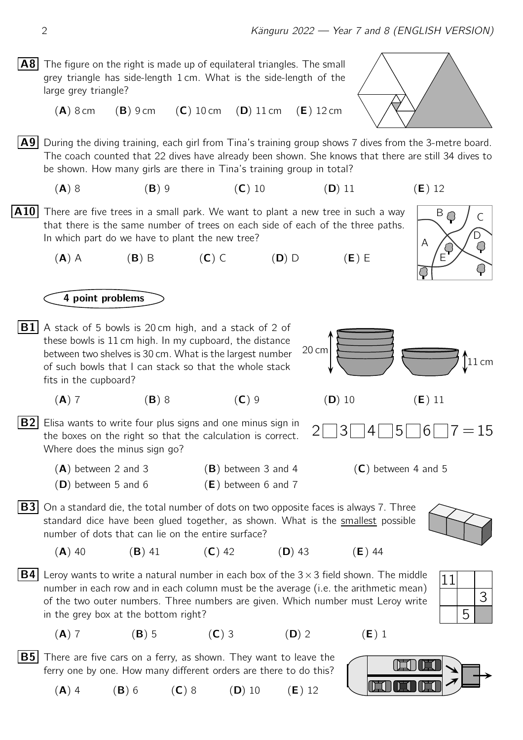**A8** The figure on the right is made up of equilateral triangles. The small grey triangle has side-length 1 cm. What is the side-length of the large grey triangle?

(**A**) 8 cm (**B**) 9 cm (**C**) 10 cm (**D**) 11 cm (**E**) 12 cm

**A9** During the diving training, each girl from Tina's training group shows 7 dives from the 3-metre board. The coach counted that 22 dives have already been shown. She knows that there are still 34 dives to be shown. How many girls are there in Tina's training group in total?

(**A**) 8 (**B**) 9 (**C**) 10 (**D**) 11 (**E**) 12

**A10** There are five trees in a small park. We want to plant a new tree in such a way that there is the same number of trees on each side of each of the three paths. In which part do we have to plant the new tree?

(**A**) A (**B**) B (**C**) C (**D**) D (**E**) E

## 4 point problems

**B1** A stack of 5 bowls is 20 cm high, and a stack of 2 of these bowls is 11 cm high. In my cupboard, the distance between two shelves is 30 cm. What is the largest number of such bowls that I can stack so that the whole stack fits in the cupboard?

(**A**) 7 (**B**) 8 (**C**) 9 (**D**) 10 (**E**) 11

**B2** Elisa wants to write four plus signs and one minus sign in the boxes on the right so that the calculation is correct. Where does the minus sign go?

$$2 \square 3 \square 4 \square 5 \square 6 \square 7 = 15$$

(**A**) between 2 and 3 (**B**) between 3 and 4 (**C**) between 4 and 5
(**D**) between 5 and 6 (**E**) between 6 and 7

**B3** On a standard die, the total number of dots on two opposite faces is always 7. Three standard dice have been glued together, as shown. What is the smallest possible number of dots that can lie on the entire surface?

(**A**) 40 (**B**) 41 (**C**) 42 (**D**) 43 (**E**) 44

**B4** Leroy wants to write a natural number in each box of the $3 \times 3$ field shown. The middle number in each row and in each column must be the average (i.e. the arithmetic mean) of the two outer numbers. Three numbers are given. Which number must Leroy write in the grey box at the bottom right?

| 11 | | |
|---|---|---|
| | | 3 |
| | 5 | (grey) |

(**A**) 7 (**B**) 5 (**C**) 3 (**D**) 2 (**E**) 1

**B5** There are five cars on a ferry, as shown. They want to leave the ferry one by one. How many different orders are there to do this?

(**A**) 4 (**B**) 6 (**C**) 8 (**D**) 10 (**E**) 12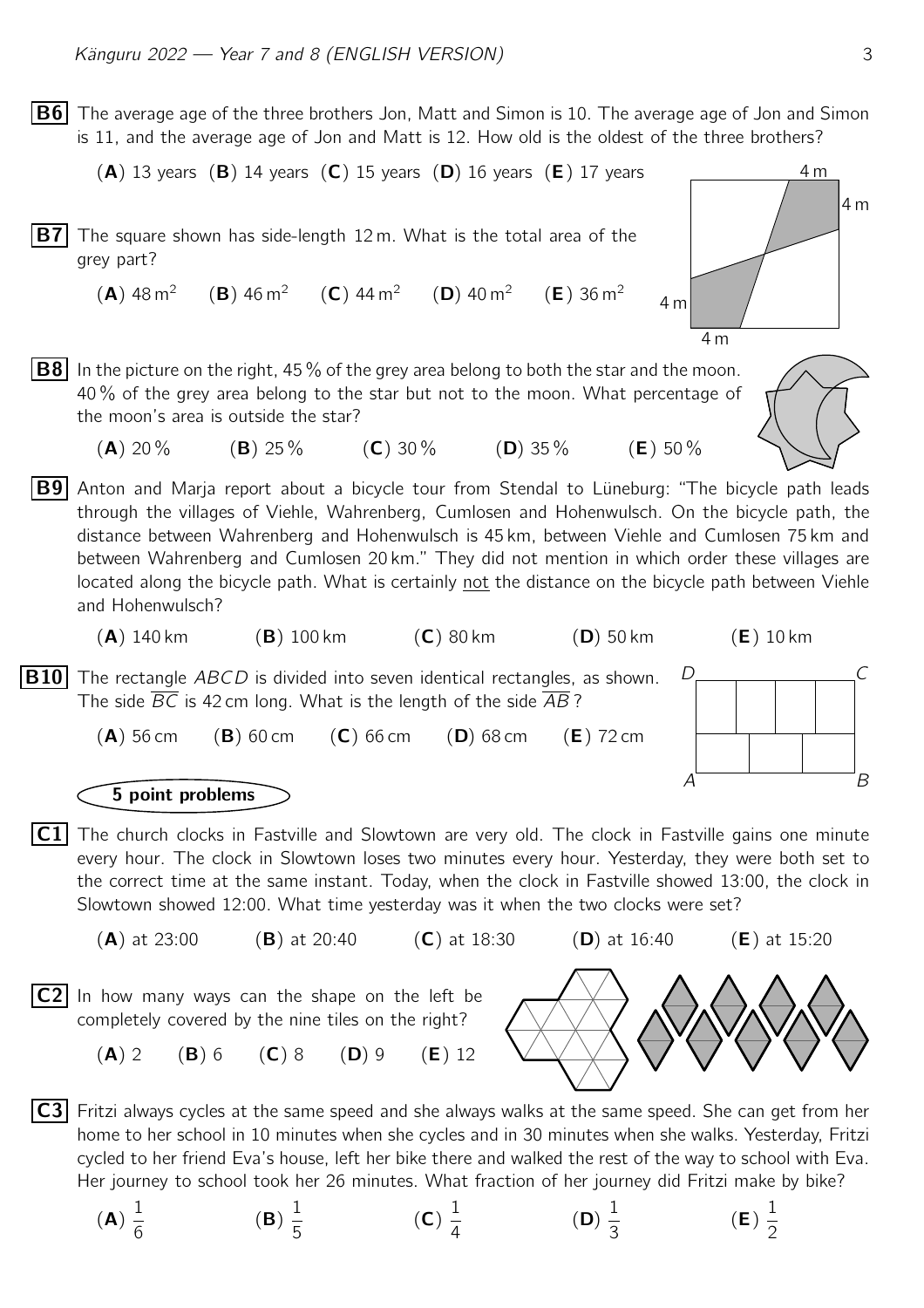**B6** The average age of the three brothers Jon, Matt and Simon is 10. The average age of Jon and Simon is 11, and the average age of Jon and Matt is 12. How old is the oldest of the three brothers?

(**A**) 13 years (**B**) 14 years (**C**) 15 years (**D**) 16 years (**E**) 17 years

**B7** The square shown has side-length 12 m. What is the total area of the grey part?

(**A**) 48 $m^2$ (**B**) 46 $m^2$ (**C**) 44 $m^2$ (**D**) 40 $m^2$ (**E**) 36 $m^2$

**B8** In the picture on the right, 45 % of the grey area belong to both the star and the moon. 40 % of the grey area belong to the star but not to the moon. What percentage of the moon's area is outside the star?

(**A**) 20 % (**B**) 25 % (**C**) 30 % (**D**) 35 % (**E**) 50 %

**B9** Anton and Marja report about a bicycle tour from Stendal to Lüneburg: "The bicycle path leads through the villages of Viehle, Wahrenberg, Cumlosen and Hohenwulsch. On the bicycle path, the distance between Wahrenberg and Hohenwulsch is 45 km, between Viehle and Cumlosen 75 km and between Wahrenberg and Cumlosen 20 km." They did not mention in which order these villages are located along the bicycle path. What is certainly not the distance on the bicycle path between Viehle and Hohenwulsch?

(**A**) 140 km (**B**) 100 km (**C**) 80 km (**D**) 50 km (**E**) 10 km

**B10** The rectangle $ABCD$ is divided into seven identical rectangles, as shown. The side $\overline{BC}$ is 42 cm long. What is the length of the side $\overline{AB}$?

(**A**) 56 cm (**B**) 60 cm (**C**) 66 cm (**D**) 68 cm (**E**) 72 cm

**5 point problems**

**C1** The church clocks in Fastville and Slowtown are very old. The clock in Fastville gains one minute every hour. The clock in Slowtown loses two minutes every hour. Yesterday, they were both set to the correct time at the same instant. Today, when the clock in Fastville showed 13:00, the clock in Slowtown showed 12:00. What time yesterday was it when the two clocks were set?

(**A**) at 23:00 (**B**) at 20:40 (**C**) at 18:30 (**D**) at 16:40 (**E**) at 15:20

**C2** In how many ways can the shape on the left be completely covered by the nine tiles on the right?

(**A**) 2 (**B**) 6 (**C**) 8 (**D**) 9 (**E**) 12

**C3** Fritzi always cycles at the same speed and she always walks at the same speed. She can get from her home to her school in 10 minutes when she cycles and in 30 minutes when she walks. Yesterday, Fritzi cycled to her friend Eva's house, left her bike there and walked the rest of the way to school with Eva. Her journey to school took her 26 minutes. What fraction of her journey did Fritzi make by bike?

(**A**) $\frac{1}{6}$ (**B**) $\frac{1}{5}$ (**C**) $\frac{1}{4}$ (**D**) $\frac{1}{3}$ (**E**) $\frac{1}{2}$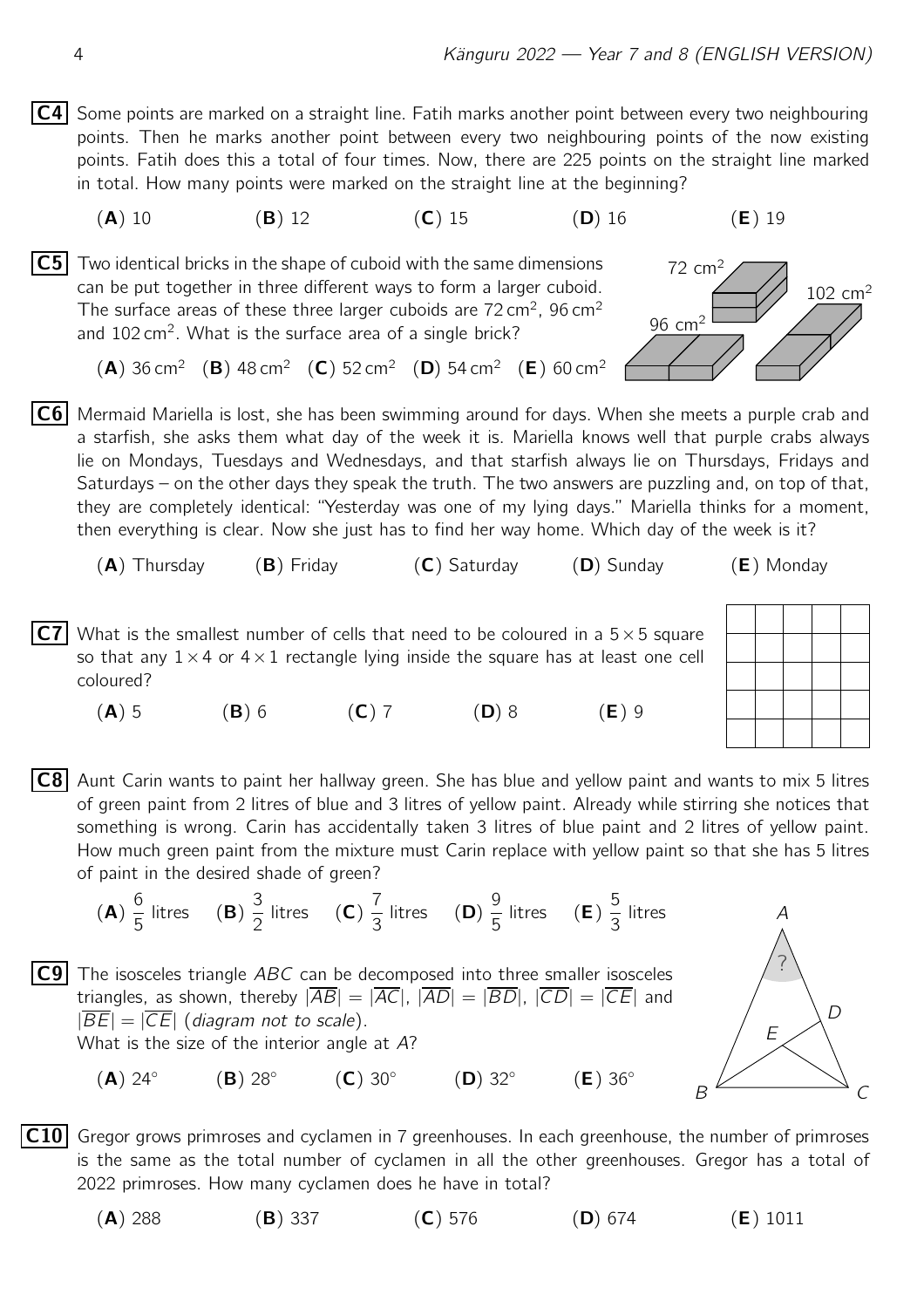**C4** Some points are marked on a straight line. Fatih marks another point between every two neighbouring points. Then he marks another point between every two neighbouring points of the now existing points. Fatih does this a total of four times. Now, there are 225 points on the straight line marked in total. How many points were marked on the straight line at the beginning?

(**A**) 10 (**B**) 12 (**C**) 15 (**D**) 16 (**E**) 19

**C5** Two identical bricks in the shape of cuboid with the same dimensions can be put together in three different ways to form a larger cuboid. The surface areas of these three larger cuboids are $72\,\text{cm}^2$, $96\,\text{cm}^2$ and $102\,\text{cm}^2$. What is the surface area of a single brick?

72 cm²

102 cm²

96 cm²

(**A**) $36\,\text{cm}^2$ (**B**) $48\,\text{cm}^2$ (**C**) $52\,\text{cm}^2$ (**D**) $54\,\text{cm}^2$ (**E**) $60\,\text{cm}^2$

**C6** Mermaid Mariella is lost, she has been swimming around for days. When she meets a purple crab and a starfish, she asks them what day of the week it is. Mariella knows well that purple crabs always lie on Mondays, Tuesdays and Wednesdays, and that starfish always lie on Thursdays, Fridays and Saturdays – on the other days they speak the truth. The two answers are puzzling and, on top of that, they are completely identical: "Yesterday was one of my lying days." Mariella thinks for a moment, then everything is clear. Now she just has to find her way home. Which day of the week is it?

(**A**) Thursday (**B**) Friday (**C**) Saturday (**D**) Sunday (**E**) Monday

**C7** What is the smallest number of cells that need to be coloured in a $5 \times 5$ square so that any $1 \times 4$ or $4 \times 1$ rectangle lying inside the square has at least one cell coloured?

(**A**) 5 (**B**) 6 (**C**) 7 (**D**) 8 (**E**) 9

**C8** Aunt Carin wants to paint her hallway green. She has blue and yellow paint and wants to mix 5 litres of green paint from 2 litres of blue and 3 litres of yellow paint. Already while stirring she notices that something is wrong. Carin has accidentally taken 3 litres of blue paint and 2 litres of yellow paint. How much green paint from the mixture must Carin replace with yellow paint so that she has 5 litres of paint in the desired shade of green?

(**A**) $\frac{6}{5}$ litres (**B**) $\frac{3}{2}$ litres (**C**) $\frac{7}{3}$ litres (**D**) $\frac{9}{5}$ litres (**E**) $\frac{5}{3}$ litres

**C9** The isosceles triangle $ABC$ can be decomposed into three smaller isosceles triangles, as shown, thereby $|\overline{AB}| = |\overline{AC}|$, $|\overline{AD}| = |\overline{BD}|$, $|\overline{CD}| = |\overline{CE}|$ and $|\overline{BE}| = |\overline{CE}|$ (*diagram not to scale*).
What is the size of the interior angle at $A$?

A

?

D

E

B

C

(**A**) $24°$ (**B**) $28°$ (**C**) $30°$ (**D**) $32°$ (**E**) $36°$

**C10** Gregor grows primroses and cyclamen in 7 greenhouses. In each greenhouse, the number of primroses is the same as the total number of cyclamen in all the other greenhouses. Gregor has a total of 2022 primroses. How many cyclamen does he have in total?

(**A**) 288 (**B**) 337 (**C**) 576 (**D**) 674 (**E**) 1011